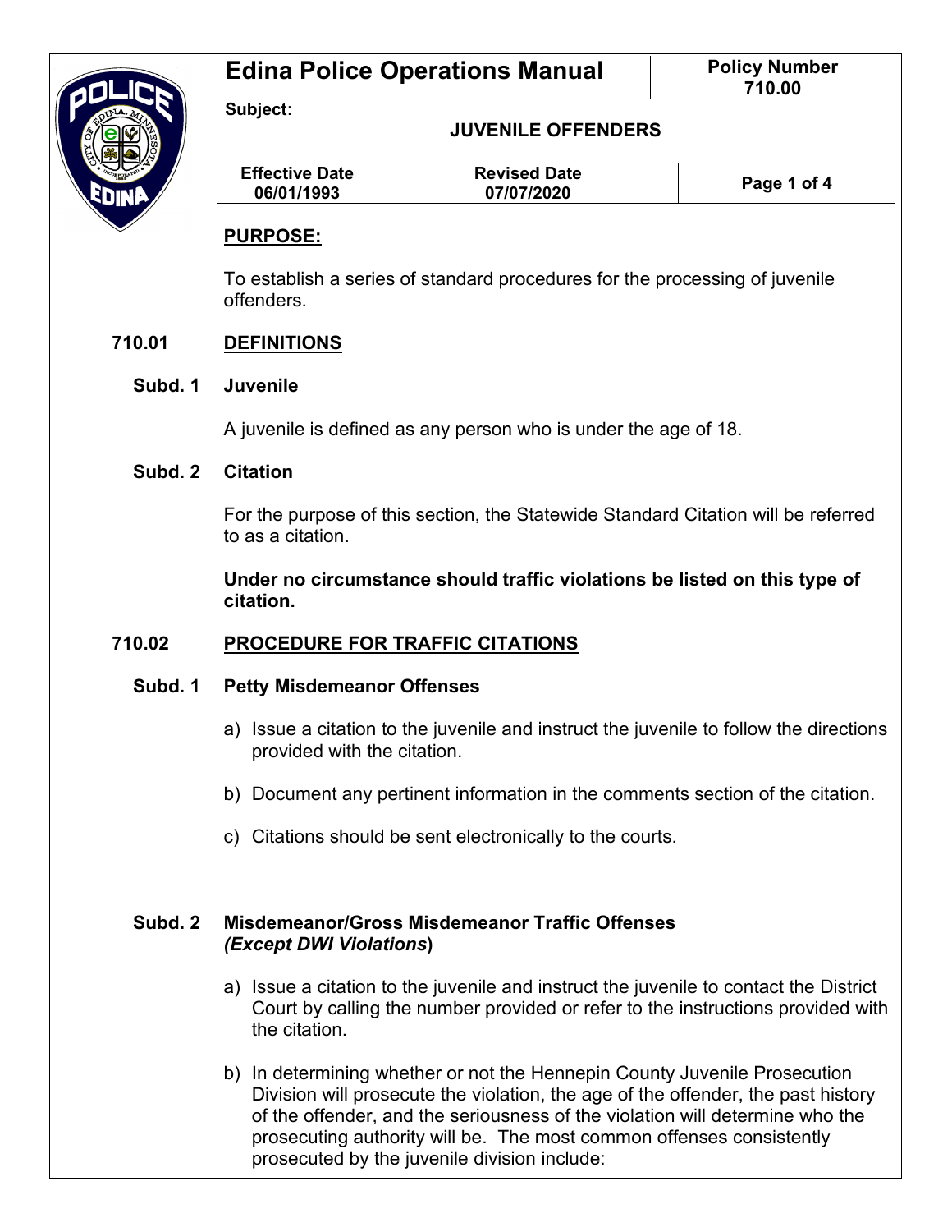# Edina Police Operations Manual

**Policy Number 710.00**

**Subject:** **JUVENILE OFFENDERS**

| Effective Date | Revised Date |
|---|---|
| 06/01/1993 | 07/07/2020 |

## PURPOSE:

To establish a series of standard procedures for the processing of juvenile offenders.

## 710.01 DEFINITIONS

### Subd. 1 Juvenile

A juvenile is defined as any person who is under the age of 18.

### Subd. 2 Citation

For the purpose of this section, the Statewide Standard Citation will be referred to as a citation.

**Under no circumstance should traffic violations be listed on this type of citation.**

## 710.02 PROCEDURE FOR TRAFFIC CITATIONS

### Subd. 1 Petty Misdemeanor Offenses

a) Issue a citation to the juvenile and instruct the juvenile to follow the directions provided with the citation.

b) Document any pertinent information in the comments section of the citation.

c) Citations should be sent electronically to the courts.

### Subd. 2 Misdemeanor/Gross Misdemeanor Traffic Offenses *(Except DWI Violations)*

a) Issue a citation to the juvenile and instruct the juvenile to contact the District Court by calling the number provided or refer to the instructions provided with the citation.

b) In determining whether or not the Hennepin County Juvenile Prosecution Division will prosecute the violation, the age of the offender, the past history of the offender, and the seriousness of the violation will determine who the prosecuting authority will be. The most common offenses consistently prosecuted by the juvenile division include: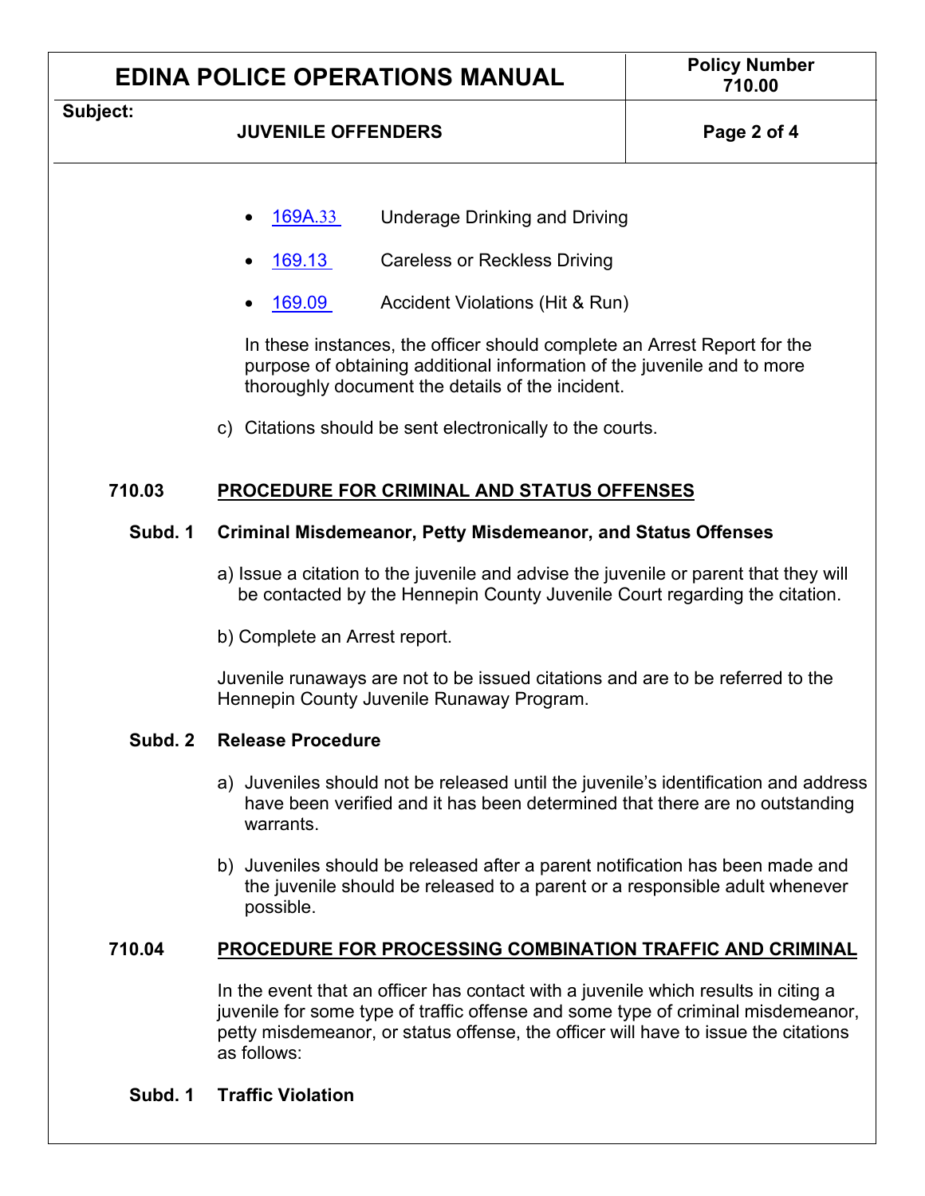- [169A.33](#) Underage Drinking and Driving
- [169.13](#) Careless or Reckless Driving
- [169.09](#) Accident Violations (Hit & Run)

In these instances, the officer should complete an Arrest Report for the purpose of obtaining additional information of the juvenile and to more thoroughly document the details of the incident.

c) Citations should be sent electronically to the courts.

## 710.03 PROCEDURE FOR CRIMINAL AND STATUS OFFENSES

### Subd. 1 Criminal Misdemeanor, Petty Misdemeanor, and Status Offenses

a) Issue a citation to the juvenile and advise the juvenile or parent that they will be contacted by the Hennepin County Juvenile Court regarding the citation.

b) Complete an Arrest report.

Juvenile runaways are not to be issued citations and are to be referred to the Hennepin County Juvenile Runaway Program.

### Subd. 2 Release Procedure

a) Juveniles should not be released until the juvenile's identification and address have been verified and it has been determined that there are no outstanding warrants.

b) Juveniles should be released after a parent notification has been made and the juvenile should be released to a parent or a responsible adult whenever possible.

## 710.04 PROCEDURE FOR PROCESSING COMBINATION TRAFFIC AND CRIMINAL

In the event that an officer has contact with a juvenile which results in citing a juvenile for some type of traffic offense and some type of criminal misdemeanor, petty misdemeanor, or status offense, the officer will have to issue the citations as follows:

### Subd. 1 Traffic Violation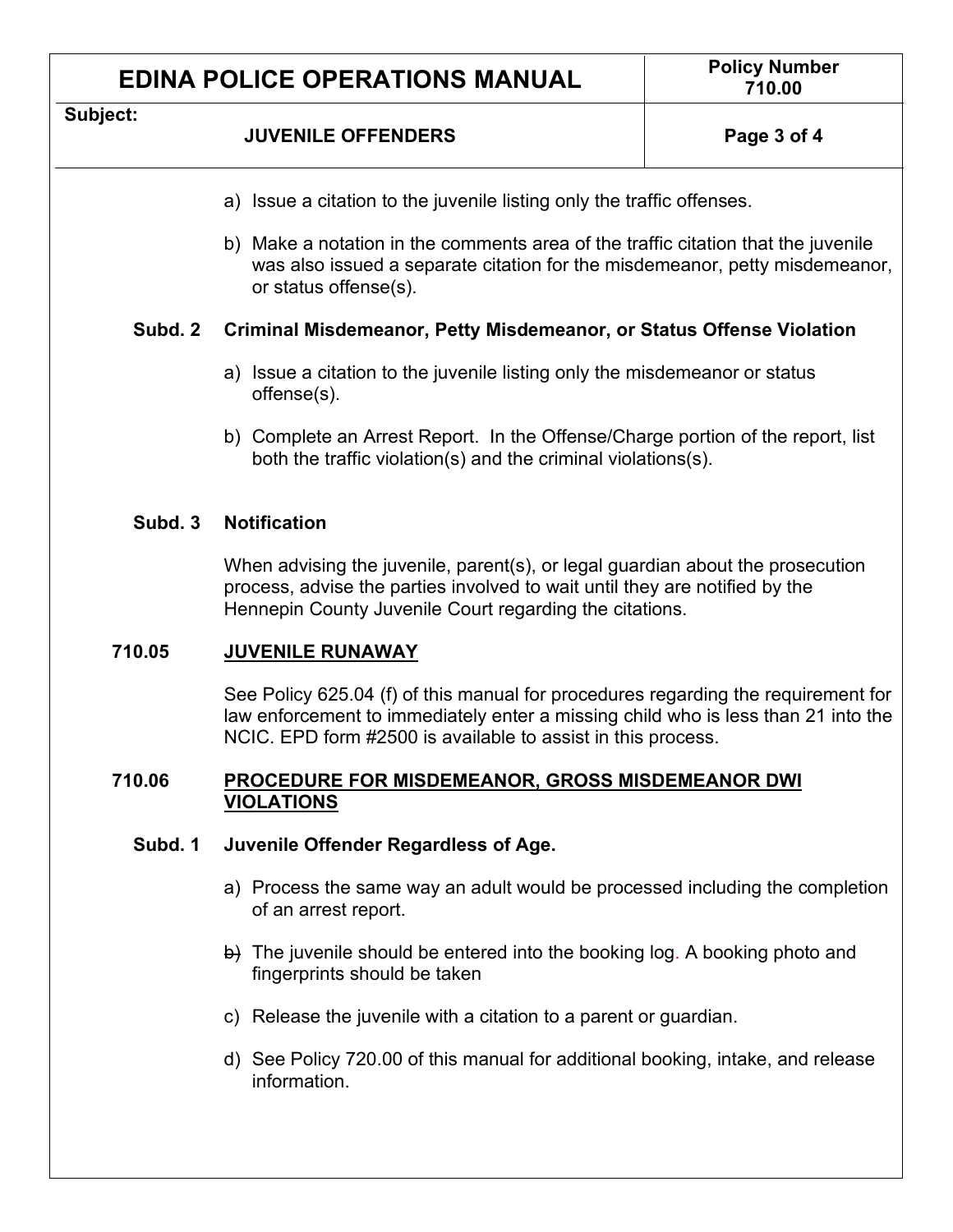a) Issue a citation to the juvenile listing only the traffic offenses.

b) Make a notation in the comments area of the traffic citation that the juvenile was also issued a separate citation for the misdemeanor, petty misdemeanor, or status offense(s).

**Subd. 2 Criminal Misdemeanor, Petty Misdemeanor, or Status Offense Violation**

a) Issue a citation to the juvenile listing only the misdemeanor or status offense(s).

b) Complete an Arrest Report. In the Offense/Charge portion of the report, list both the traffic violation(s) and the criminal violations(s).

**Subd. 3 Notification**

When advising the juvenile, parent(s), or legal guardian about the prosecution process, advise the parties involved to wait until they are notified by the Hennepin County Juvenile Court regarding the citations.

## 710.05 JUVENILE RUNAWAY

See Policy 625.04 (f) of this manual for procedures regarding the requirement for law enforcement to immediately enter a missing child who is less than 21 into the NCIC. EPD form #2500 is available to assist in this process.

## 710.06 PROCEDURE FOR MISDEMEANOR, GROSS MISDEMEANOR DWI VIOLATIONS

**Subd. 1 Juvenile Offender Regardless of Age.**

a) Process the same way an adult would be processed including the completion of an arrest report.

~~b)~~ The juvenile should be entered into the booking log. A booking photo and fingerprints should be taken

c) Release the juvenile with a citation to a parent or guardian.

d) See Policy 720.00 of this manual for additional booking, intake, and release information.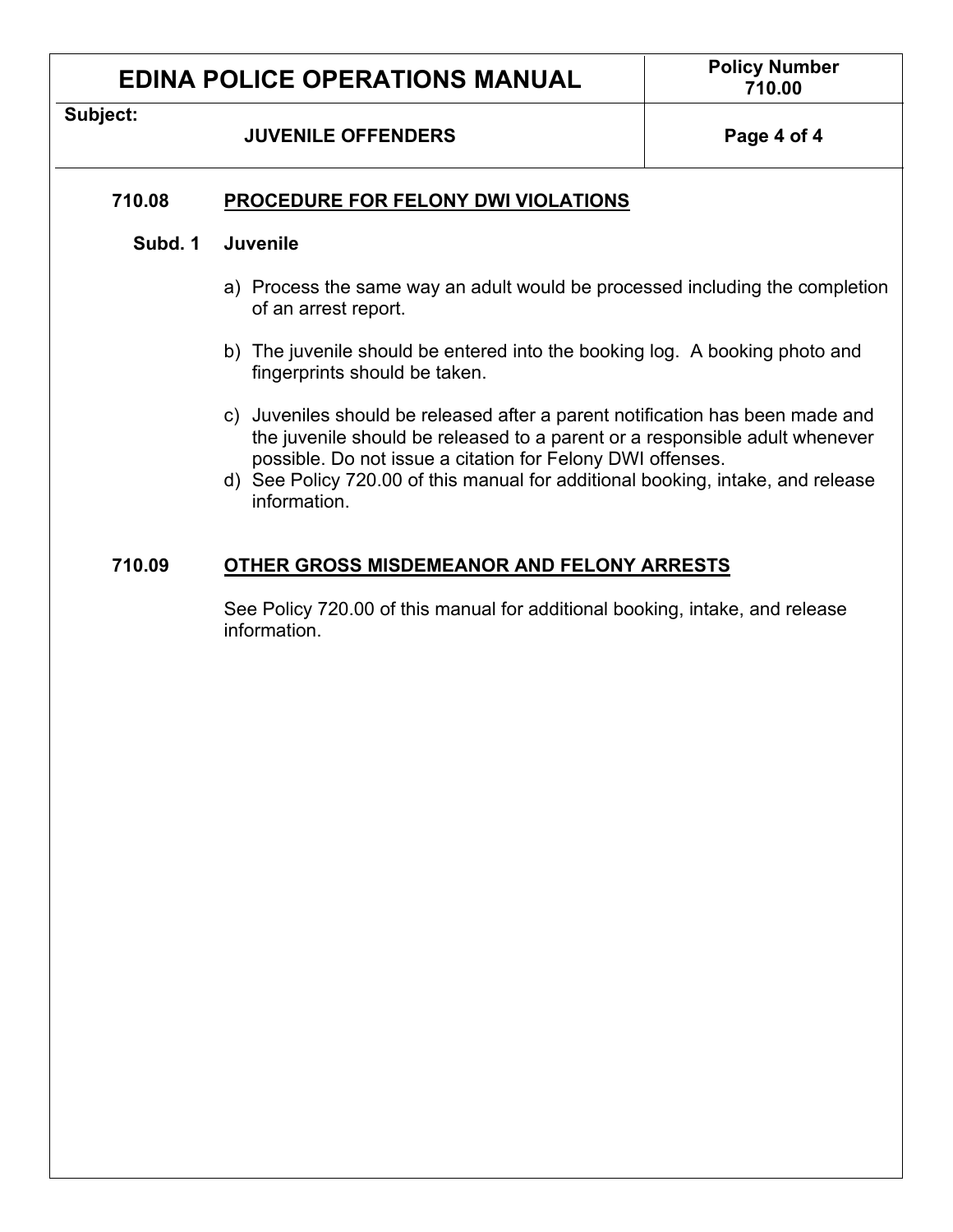## 710.08 PROCEDURE FOR FELONY DWI VIOLATIONS

### Subd. 1 Juvenile

a) Process the same way an adult would be processed including the completion of an arrest report.

b) The juvenile should be entered into the booking log. A booking photo and fingerprints should be taken.

c) Juveniles should be released after a parent notification has been made and the juvenile should be released to a parent or a responsible adult whenever possible. Do not issue a citation for Felony DWI offenses.

d) See Policy 720.00 of this manual for additional booking, intake, and release information.

## 710.09 OTHER GROSS MISDEMEANOR AND FELONY ARRESTS

See Policy 720.00 of this manual for additional booking, intake, and release information.